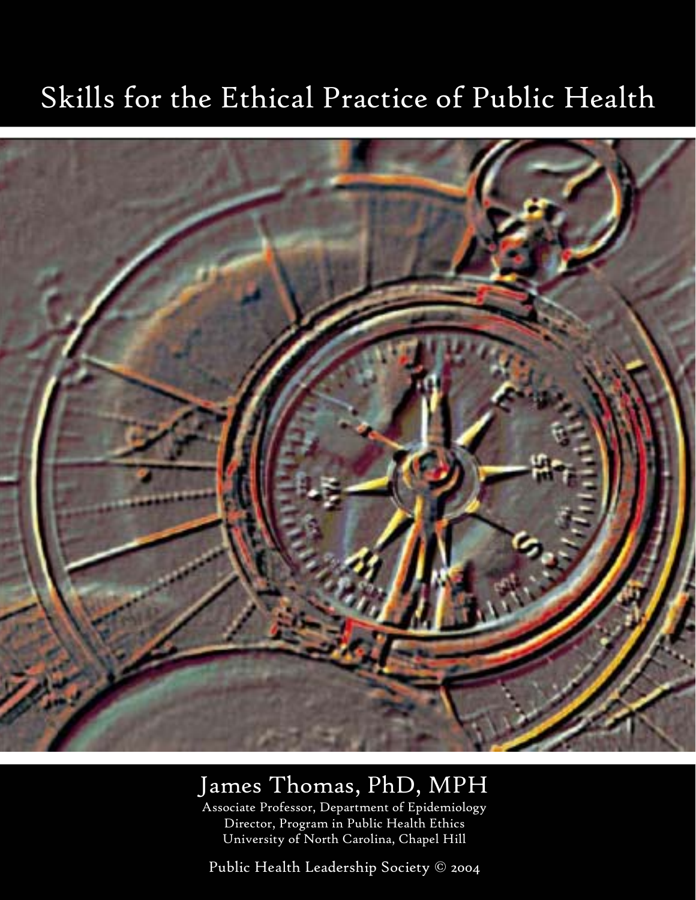# Skills for the Ethical Practice of Public Health

James Thomas, PhD, MPH

Associate Professor, Department of Epidemiology
Director, Program in Public Health Ethics
University of North Carolina, Chapel Hill

Public Health Leadership Society © 2004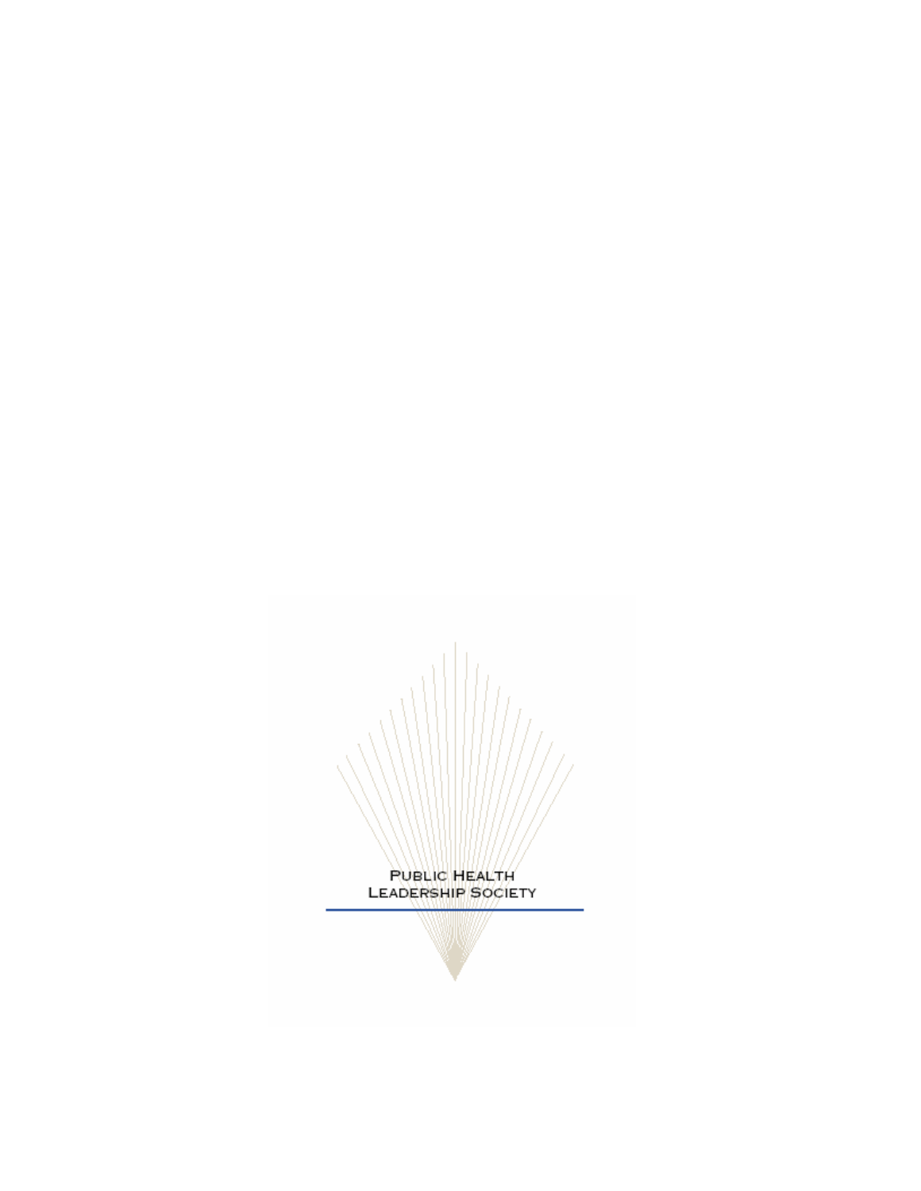Public Health Leadership Society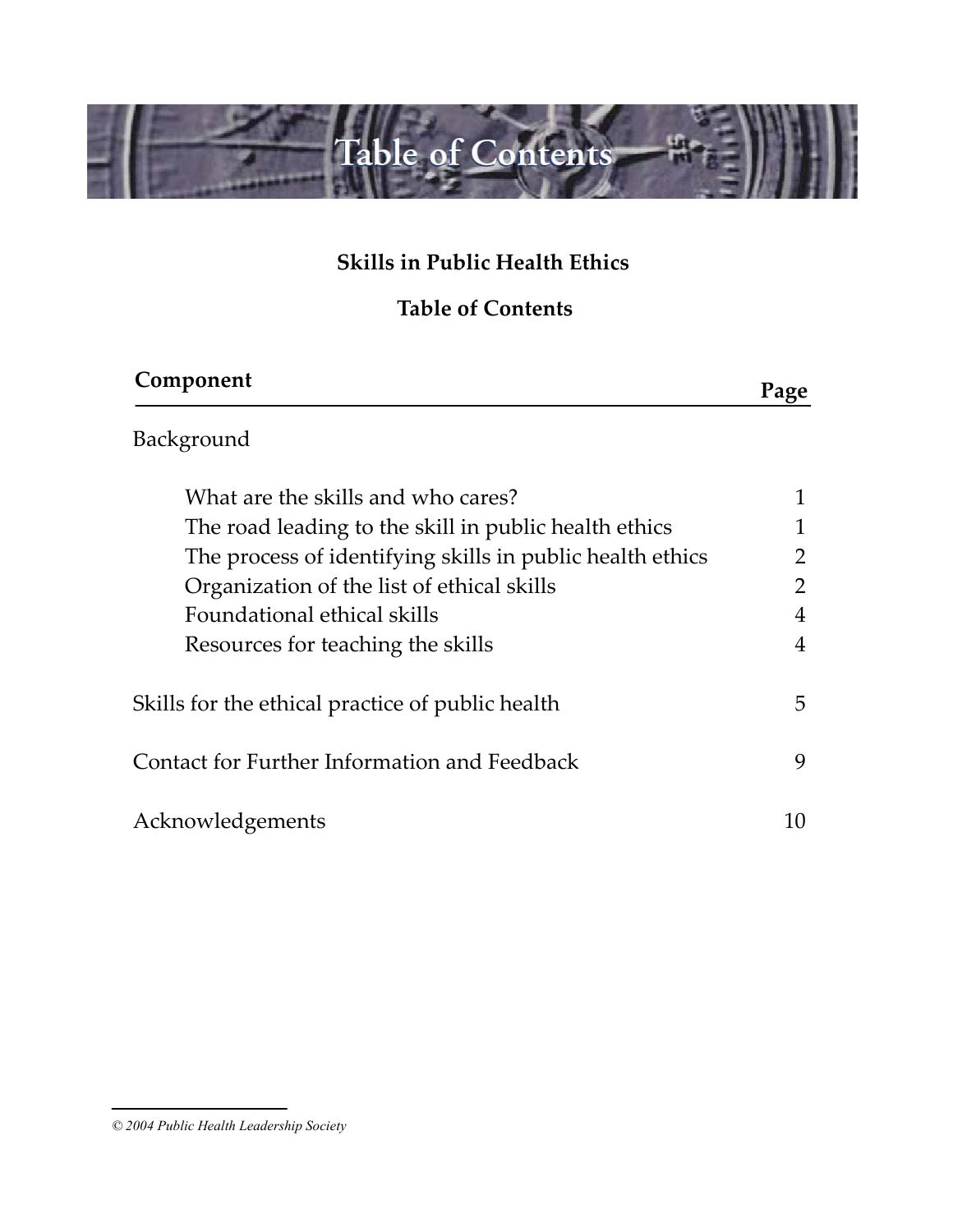# Table of Contents

**Skills in Public Health Ethics**

**Table of Contents**

| Component | Page |
|---|---|
| Background | |
| What are the skills and who cares? | 1 |
| The road leading to the skill in public health ethics | 1 |
| The process of identifying skills in public health ethics | 2 |
| Organization of the list of ethical skills | 2 |
| Foundational ethical skills | 4 |
| Resources for teaching the skills | 4 |
| Skills for the ethical practice of public health | 5 |
| Contact for Further Information and Feedback | 9 |
| Acknowledgements | 10 |

*© 2004 Public Health Leadership Society*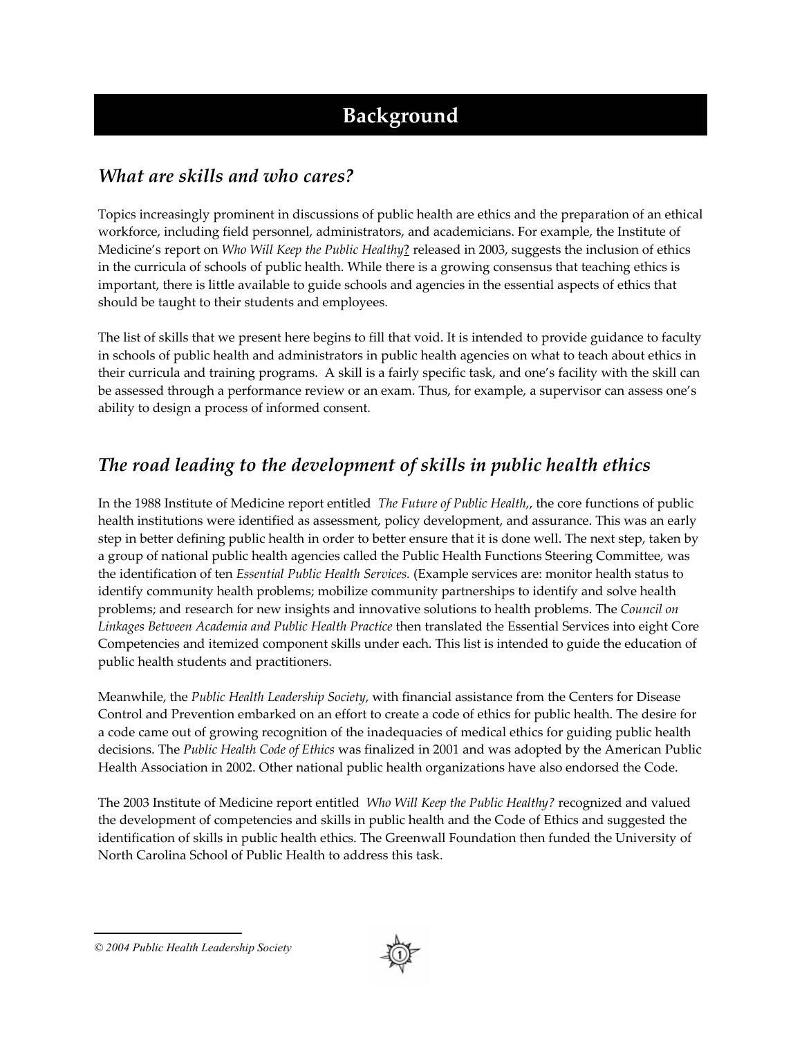# Background

## *What are skills and who cares?*

Topics increasingly prominent in discussions of public health are ethics and the preparation of an ethical workforce, including field personnel, administrators, and academicians. For example, the Institute of Medicine's report on *Who Will Keep the Public Healthy*? released in 2003, suggests the inclusion of ethics in the curricula of schools of public health. While there is a growing consensus that teaching ethics is important, there is little available to guide schools and agencies in the essential aspects of ethics that should be taught to their students and employees.

The list of skills that we present here begins to fill that void. It is intended to provide guidance to faculty in schools of public health and administrators in public health agencies on what to teach about ethics in their curricula and training programs. A skill is a fairly specific task, and one's facility with the skill can be assessed through a performance review or an exam. Thus, for example, a supervisor can assess one's ability to design a process of informed consent.

## *The road leading to the development of skills in public health ethics*

In the 1988 Institute of Medicine report entitled *The Future of Public Health,*, the core functions of public health institutions were identified as assessment, policy development, and assurance. This was an early step in better defining public health in order to better ensure that it is done well. The next step, taken by a group of national public health agencies called the Public Health Functions Steering Committee, was the identification of ten *Essential Public Health Services.* (Example services are: monitor health status to identify community health problems; mobilize community partnerships to identify and solve health problems; and research for new insights and innovative solutions to health problems. The *Council on Linkages Between Academia and Public Health Practice* then translated the Essential Services into eight Core Competencies and itemized component skills under each. This list is intended to guide the education of public health students and practitioners.

Meanwhile, the *Public Health Leadership Society*, with financial assistance from the Centers for Disease Control and Prevention embarked on an effort to create a code of ethics for public health. The desire for a code came out of growing recognition of the inadequacies of medical ethics for guiding public health decisions. The *Public Health Code of Ethics* was finalized in 2001 and was adopted by the American Public Health Association in 2002. Other national public health organizations have also endorsed the Code.

The 2003 Institute of Medicine report entitled *Who Will Keep the Public Healthy?* recognized and valued the development of competencies and skills in public health and the Code of Ethics and suggested the identification of skills in public health ethics. The Greenwall Foundation then funded the University of North Carolina School of Public Health to address this task.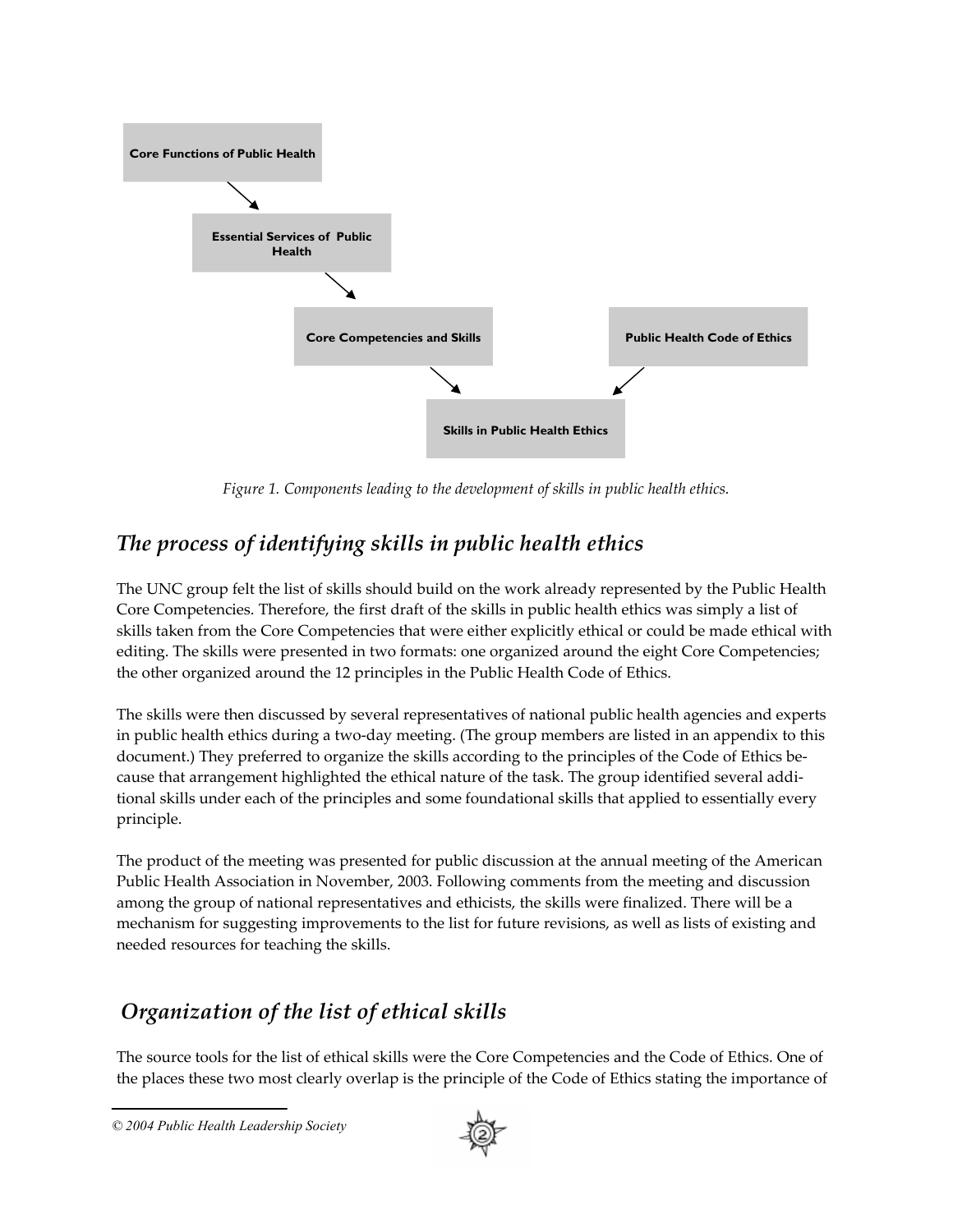Core Functions of Public Health

Essential Services of Public Health

Core Competencies and Skills

Public Health Code of Ethics

Skills in Public Health Ethics

*Figure 1. Components leading to the development of skills in public health ethics.*

## *The process of identifying skills in public health ethics*

The UNC group felt the list of skills should build on the work already represented by the Public Health Core Competencies. Therefore, the first draft of the skills in public health ethics was simply a list of skills taken from the Core Competencies that were either explicitly ethical or could be made ethical with editing. The skills were presented in two formats: one organized around the eight Core Competencies; the other organized around the 12 principles in the Public Health Code of Ethics.

The skills were then discussed by several representatives of national public health agencies and experts in public health ethics during a two-day meeting. (The group members are listed in an appendix to this document.) They preferred to organize the skills according to the principles of the Code of Ethics because that arrangement highlighted the ethical nature of the task. The group identified several additional skills under each of the principles and some foundational skills that applied to essentially every principle.

The product of the meeting was presented for public discussion at the annual meeting of the American Public Health Association in November, 2003. Following comments from the meeting and discussion among the group of national representatives and ethicists, the skills were finalized. There will be a mechanism for suggesting improvements to the list for future revisions, as well as lists of existing and needed resources for teaching the skills.

## *Organization of the list of ethical skills*

The source tools for the list of ethical skills were the Core Competencies and the Code of Ethics. One of the places these two most clearly overlap is the principle of the Code of Ethics stating the importance of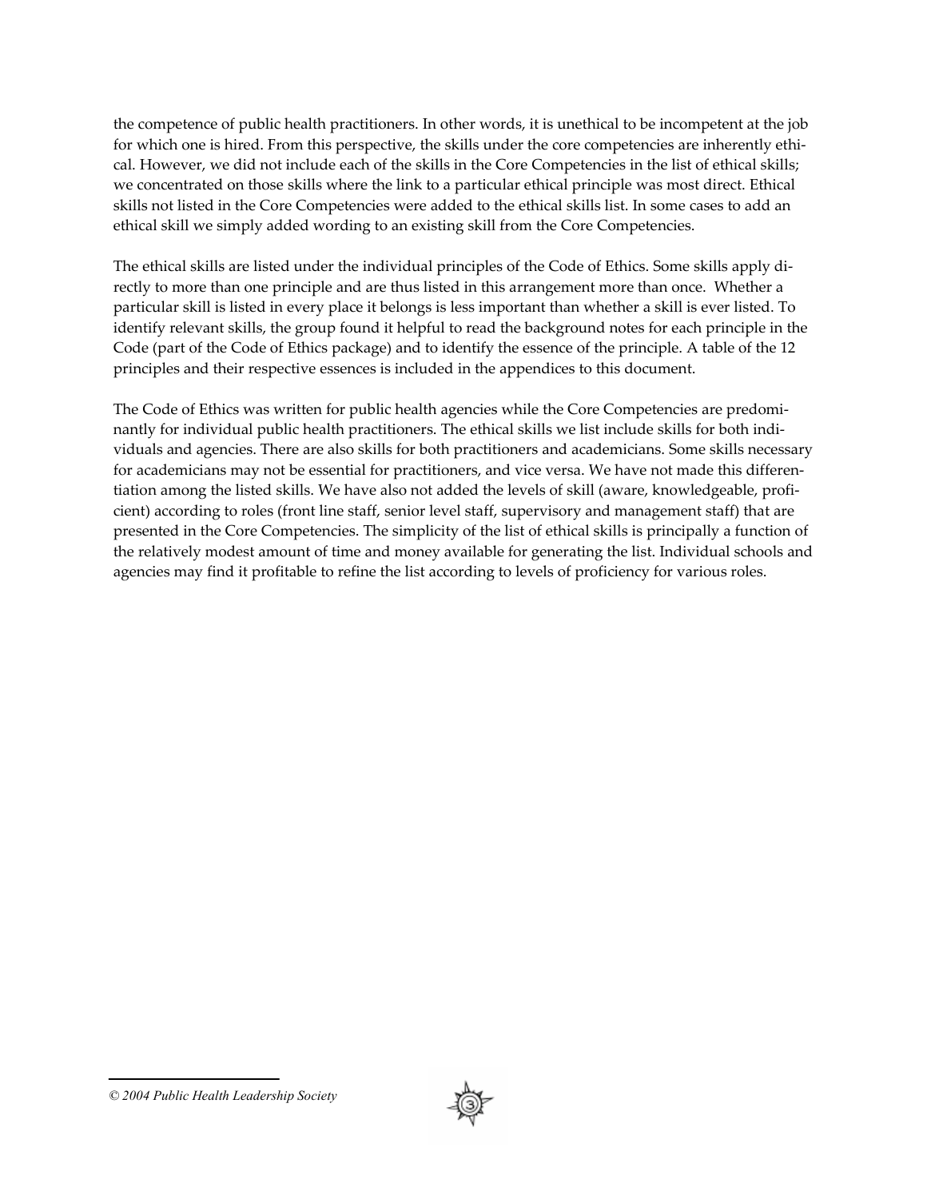the competence of public health practitioners. In other words, it is unethical to be incompetent at the job for which one is hired. From this perspective, the skills under the core competencies are inherently ethical. However, we did not include each of the skills in the Core Competencies in the list of ethical skills; we concentrated on those skills where the link to a particular ethical principle was most direct. Ethical skills not listed in the Core Competencies were added to the ethical skills list. In some cases to add an ethical skill we simply added wording to an existing skill from the Core Competencies.

The ethical skills are listed under the individual principles of the Code of Ethics. Some skills apply directly to more than one principle and are thus listed in this arrangement more than once. Whether a particular skill is listed in every place it belongs is less important than whether a skill is ever listed. To identify relevant skills, the group found it helpful to read the background notes for each principle in the Code (part of the Code of Ethics package) and to identify the essence of the principle. A table of the 12 principles and their respective essences is included in the appendices to this document.

The Code of Ethics was written for public health agencies while the Core Competencies are predominantly for individual public health practitioners. The ethical skills we list include skills for both individuals and agencies. There are also skills for both practitioners and academicians. Some skills necessary for academicians may not be essential for practitioners, and vice versa. We have not made this differentiation among the listed skills. We have also not added the levels of skill (aware, knowledgeable, proficient) according to roles (front line staff, senior level staff, supervisory and management staff) that are presented in the Core Competencies. The simplicity of the list of ethical skills is principally a function of the relatively modest amount of time and money available for generating the list. Individual schools and agencies may find it profitable to refine the list according to levels of proficiency for various roles.

*© 2004 Public Health Leadership Society*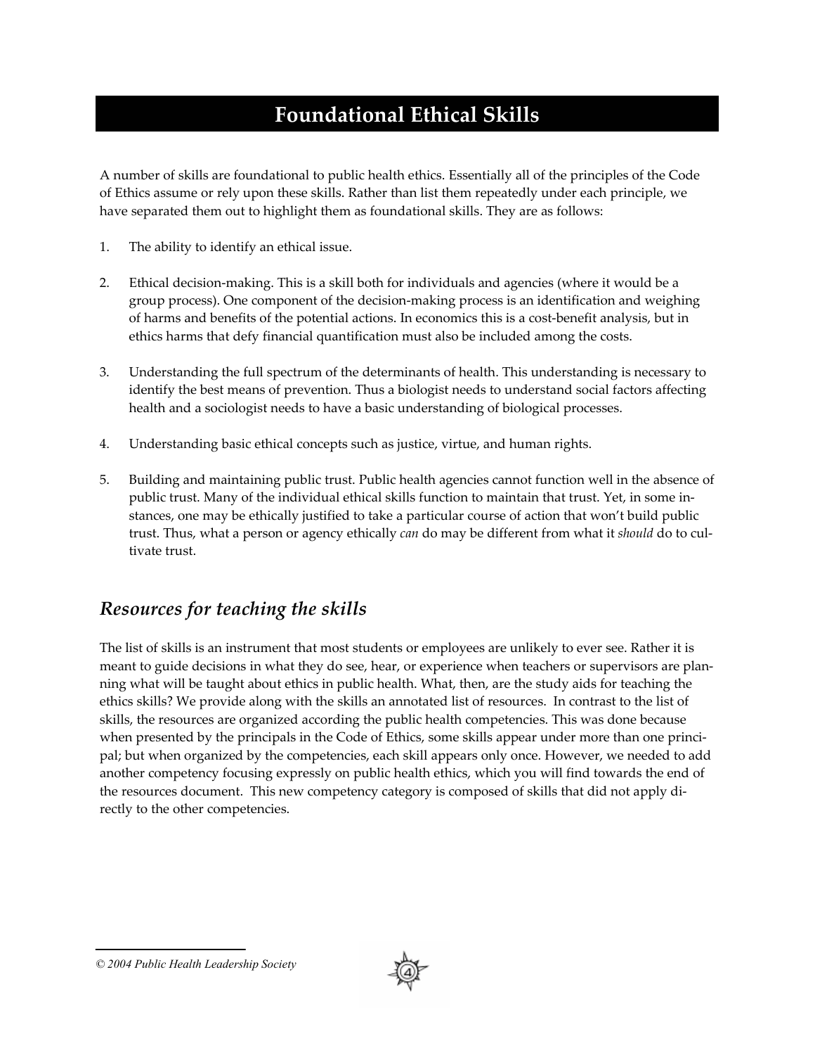# Foundational Ethical Skills

A number of skills are foundational to public health ethics. Essentially all of the principles of the Code of Ethics assume or rely upon these skills. Rather than list them repeatedly under each principle, we have separated them out to highlight them as foundational skills. They are as follows:

1. The ability to identify an ethical issue.

2. Ethical decision-making. This is a skill both for individuals and agencies (where it would be a group process). One component of the decision-making process is an identification and weighing of harms and benefits of the potential actions. In economics this is a cost-benefit analysis, but in ethics harms that defy financial quantification must also be included among the costs.

3. Understanding the full spectrum of the determinants of health. This understanding is necessary to identify the best means of prevention. Thus a biologist needs to understand social factors affecting health and a sociologist needs to have a basic understanding of biological processes.

4. Understanding basic ethical concepts such as justice, virtue, and human rights.

5. Building and maintaining public trust. Public health agencies cannot function well in the absence of public trust. Many of the individual ethical skills function to maintain that trust. Yet, in some instances, one may be ethically justified to take a particular course of action that won't build public trust. Thus, what a person or agency ethically *can* do may be different from what it *should* do to cultivate trust.

## *Resources for teaching the skills*

The list of skills is an instrument that most students or employees are unlikely to ever see. Rather it is meant to guide decisions in what they do see, hear, or experience when teachers or supervisors are planning what will be taught about ethics in public health. What, then, are the study aids for teaching the ethics skills? We provide along with the skills an annotated list of resources. In contrast to the list of skills, the resources are organized according the public health competencies. This was done because when presented by the principals in the Code of Ethics, some skills appear under more than one principal; but when organized by the competencies, each skill appears only once. However, we needed to add another competency focusing expressly on public health ethics, which you will find towards the end of the resources document. This new competency category is composed of skills that did not apply directly to the other competencies.

*© 2004 Public Health Leadership Society*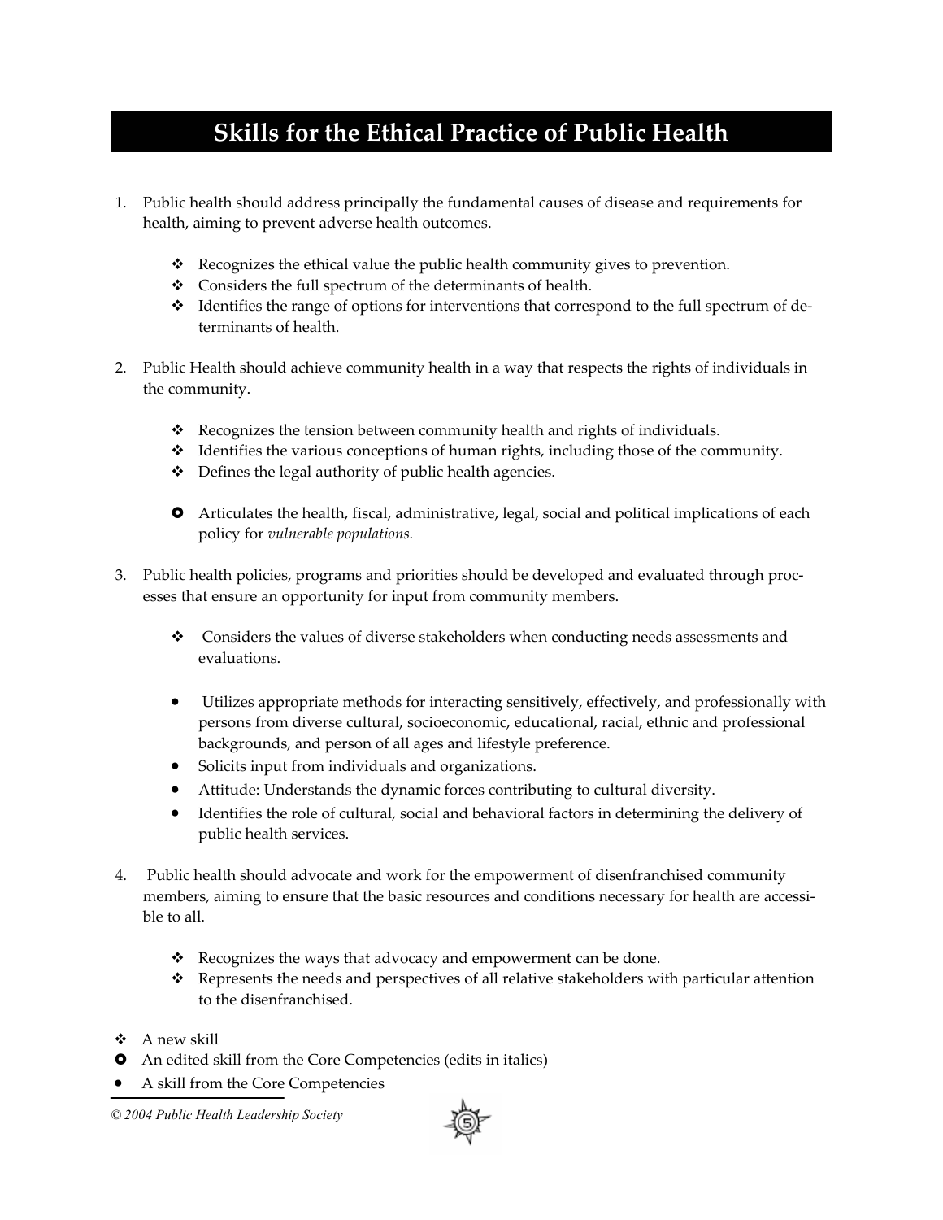# Skills for the Ethical Practice of Public Health

1. Public health should address principally the fundamental causes of disease and requirements for health, aiming to prevent adverse health outcomes.

    - ❖ Recognizes the ethical value the public health community gives to prevention.
    - ❖ Considers the full spectrum of the determinants of health.
    - ❖ Identifies the range of options for interventions that correspond to the full spectrum of determinants of health.

2. Public Health should achieve community health in a way that respects the rights of individuals in the community.

    - ❖ Recognizes the tension between community health and rights of individuals.
    - ❖ Identifies the various conceptions of human rights, including those of the community.
    - ❖ Defines the legal authority of public health agencies.

    - ✪ Articulates the health, fiscal, administrative, legal, social and political implications of each policy for *vulnerable populations.*

3. Public health policies, programs and priorities should be developed and evaluated through processes that ensure an opportunity for input from community members.

    - ❖ Considers the values of diverse stakeholders when conducting needs assessments and evaluations.

    - • Utilizes appropriate methods for interacting sensitively, effectively, and professionally with persons from diverse cultural, socioeconomic, educational, racial, ethnic and professional backgrounds, and person of all ages and lifestyle preference.
    - • Solicits input from individuals and organizations.
    - • Attitude: Understands the dynamic forces contributing to cultural diversity.
    - • Identifies the role of cultural, social and behavioral factors in determining the delivery of public health services.

4. Public health should advocate and work for the empowerment of disenfranchised community members, aiming to ensure that the basic resources and conditions necessary for health are accessible to all.

    - ❖ Recognizes the ways that advocacy and empowerment can be done.
    - ❖ Represents the needs and perspectives of all relative stakeholders with particular attention to the disenfranchised.

- ❖ A new skill
- ✪ An edited skill from the Core Competencies (edits in italics)
- • A skill from the Core Competencies

© 2004 Public Health Leadership Society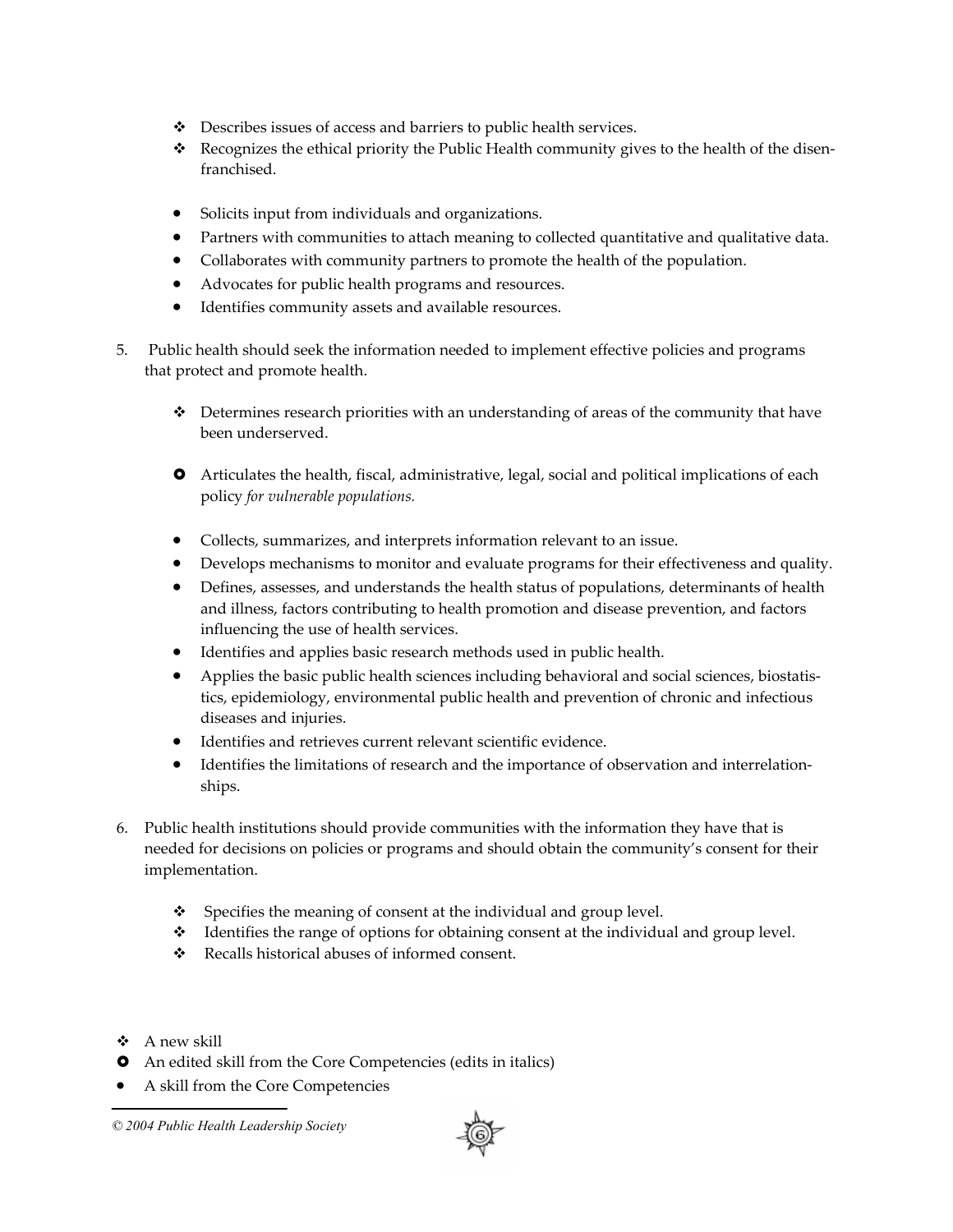- ❖ Describes issues of access and barriers to public health services.
- ❖ Recognizes the ethical priority the Public Health community gives to the health of the disenfranchised.

- Solicits input from individuals and organizations.
- Partners with communities to attach meaning to collected quantitative and qualitative data.
- Collaborates with community partners to promote the health of the population.
- Advocates for public health programs and resources.
- Identifies community assets and available resources.

5. Public health should seek the information needed to implement effective policies and programs that protect and promote health.

    - ❖ Determines research priorities with an understanding of areas of the community that have been underserved.

    - ✪ Articulates the health, fiscal, administrative, legal, social and political implications of each policy *for vulnerable populations.*

    - Collects, summarizes, and interprets information relevant to an issue.
    - Develops mechanisms to monitor and evaluate programs for their effectiveness and quality.
    - Defines, assesses, and understands the health status of populations, determinants of health and illness, factors contributing to health promotion and disease prevention, and factors influencing the use of health services.
    - Identifies and applies basic research methods used in public health.
    - Applies the basic public health sciences including behavioral and social sciences, biostatistics, epidemiology, environmental public health and prevention of chronic and infectious diseases and injuries.
    - Identifies and retrieves current relevant scientific evidence.
    - Identifies the limitations of research and the importance of observation and interrelationships.

6. Public health institutions should provide communities with the information they have that is needed for decisions on policies or programs and should obtain the community's consent for their implementation.

    - ❖ Specifies the meaning of consent at the individual and group level.
    - ❖ Identifies the range of options for obtaining consent at the individual and group level.
    - ❖ Recalls historical abuses of informed consent.

---

- ❖ A new skill
- ✪ An edited skill from the Core Competencies (edits in italics)
- A skill from the Core Competencies

*© 2004 Public Health Leadership Society*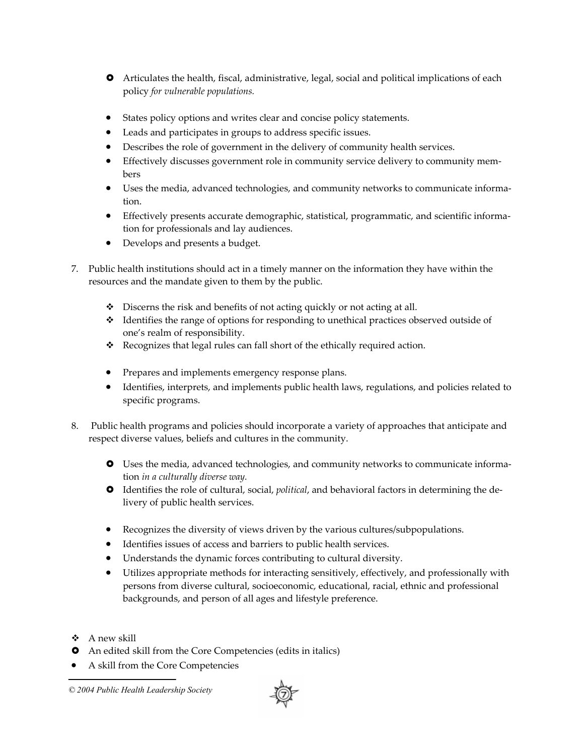- ✪ Articulates the health, fiscal, administrative, legal, social and political implications of each policy *for vulnerable populations.*

- States policy options and writes clear and concise policy statements.
- Leads and participates in groups to address specific issues.
- Describes the role of government in the delivery of community health services.
- Effectively discusses government role in community service delivery to community members
- Uses the media, advanced technologies, and community networks to communicate information.
- Effectively presents accurate demographic, statistical, programmatic, and scientific information for professionals and lay audiences.
- Develops and presents a budget.

7. Public health institutions should act in a timely manner on the information they have within the resources and the mandate given to them by the public.

   - ❖ Discerns the risk and benefits of not acting quickly or not acting at all.
   - ❖ Identifies the range of options for responding to unethical practices observed outside of one's realm of responsibility.
   - ❖ Recognizes that legal rules can fall short of the ethically required action.

   - Prepares and implements emergency response plans.
   - Identifies, interprets, and implements public health laws, regulations, and policies related to specific programs.

8. Public health programs and policies should incorporate a variety of approaches that anticipate and respect diverse values, beliefs and cultures in the community.

   - ✪ Uses the media, advanced technologies, and community networks to communicate information *in a culturally diverse way.*
   - ✪ Identifies the role of cultural, social, *political*, and behavioral factors in determining the delivery of public health services.

   - Recognizes the diversity of views driven by the various cultures/subpopulations.
   - Identifies issues of access and barriers to public health services.
   - Understands the dynamic forces contributing to cultural diversity.
   - Utilizes appropriate methods for interacting sensitively, effectively, and professionally with persons from diverse cultural, socioeconomic, educational, racial, ethnic and professional backgrounds, and person of all ages and lifestyle preference.

- ❖ A new skill
- ✪ An edited skill from the Core Competencies (edits in italics)
- A skill from the Core Competencies

*© 2004 Public Health Leadership Society*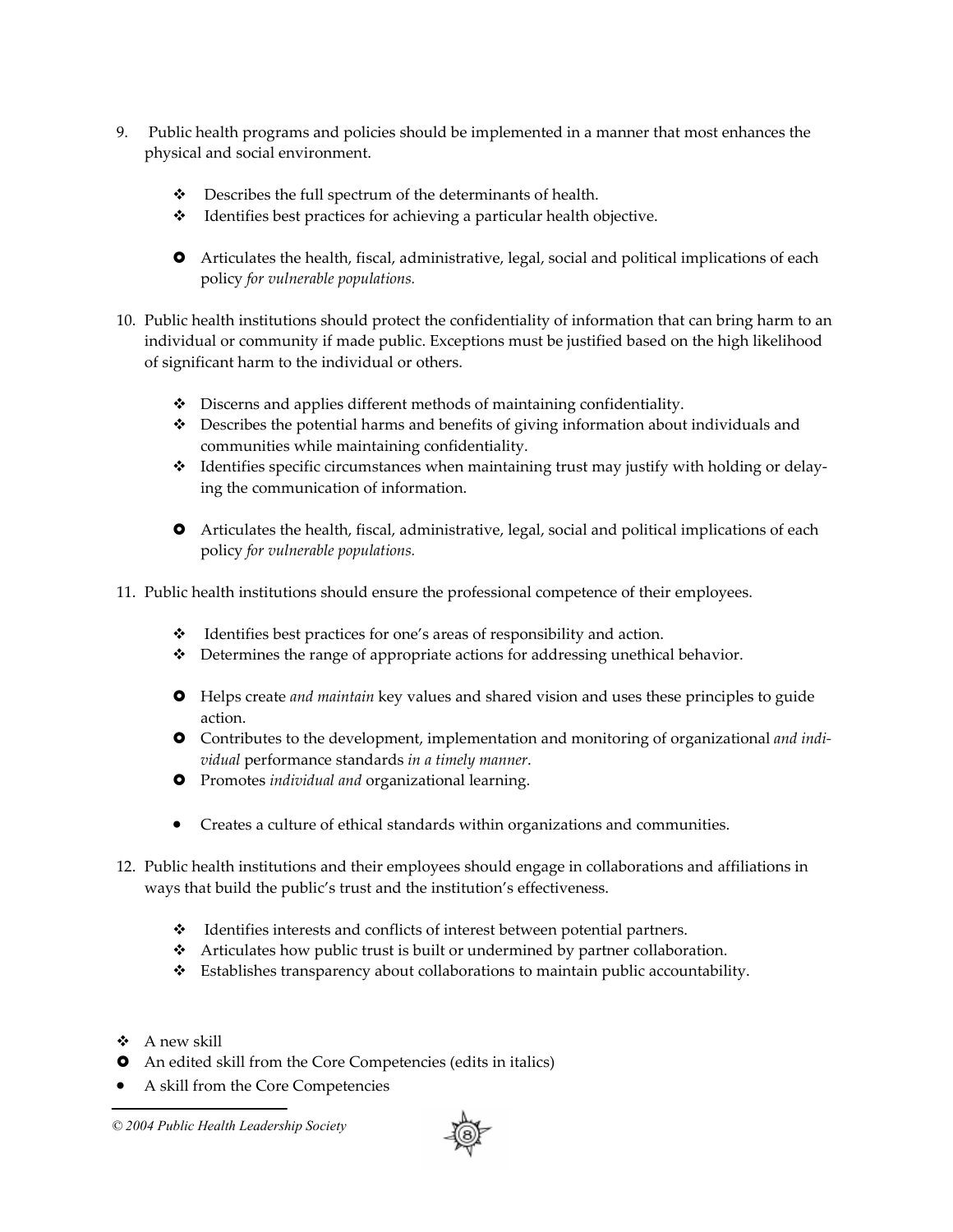9. Public health programs and policies should be implemented in a manner that most enhances the physical and social environment.

    - ❖ Describes the full spectrum of the determinants of health.
    - ❖ Identifies best practices for achieving a particular health objective.

    - ✪ Articulates the health, fiscal, administrative, legal, social and political implications of each policy *for vulnerable populations.*

10. Public health institutions should protect the confidentiality of information that can bring harm to an individual or community if made public. Exceptions must be justified based on the high likelihood of significant harm to the individual or others.

    - ❖ Discerns and applies different methods of maintaining confidentiality.
    - ❖ Describes the potential harms and benefits of giving information about individuals and communities while maintaining confidentiality.
    - ❖ Identifies specific circumstances when maintaining trust may justify with holding or delaying the communication of information.

    - ✪ Articulates the health, fiscal, administrative, legal, social and political implications of each policy *for vulnerable populations.*

11. Public health institutions should ensure the professional competence of their employees.

    - ❖ Identifies best practices for one's areas of responsibility and action.
    - ❖ Determines the range of appropriate actions for addressing unethical behavior.

    - ✪ Helps create *and maintain* key values and shared vision and uses these principles to guide action.
    - ✪ Contributes to the development, implementation and monitoring of organizational *and individual* performance standards *in a timely manner*.
    - ✪ Promotes *individual and* organizational learning.

    - • Creates a culture of ethical standards within organizations and communities.

12. Public health institutions and their employees should engage in collaborations and affiliations in ways that build the public's trust and the institution's effectiveness.

    - ❖ Identifies interests and conflicts of interest between potential partners.
    - ❖ Articulates how public trust is built or undermined by partner collaboration.
    - ❖ Establishes transparency about collaborations to maintain public accountability.

- ❖ A new skill
- ✪ An edited skill from the Core Competencies (edits in italics)
- • A skill from the Core Competencies

*© 2004 Public Health Leadership Society*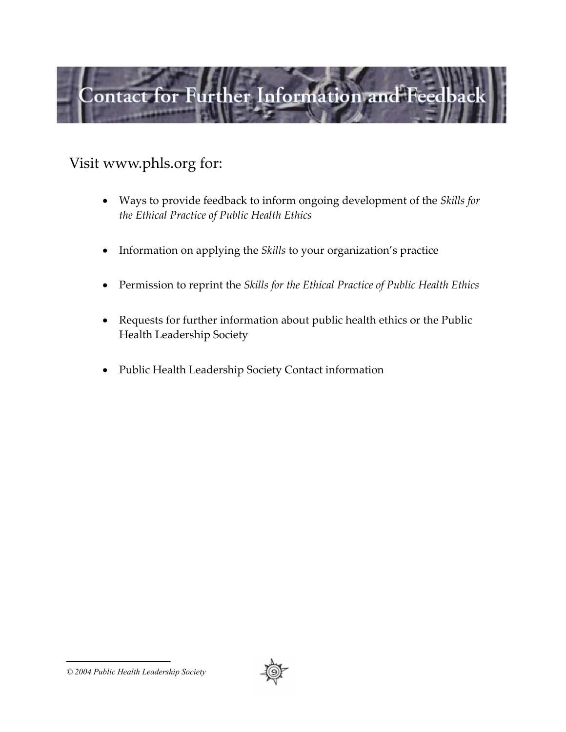# Contact for Further Information and Feedback

Visit www.phls.org for:

- Ways to provide feedback to inform ongoing development of the *Skills for the Ethical Practice of Public Health Ethics*
- Information on applying the *Skills* to your organization's practice
- Permission to reprint the *Skills for the Ethical Practice of Public Health Ethics*
- Requests for further information about public health ethics or the Public Health Leadership Society
- Public Health Leadership Society Contact information

*© 2004 Public Health Leadership Society*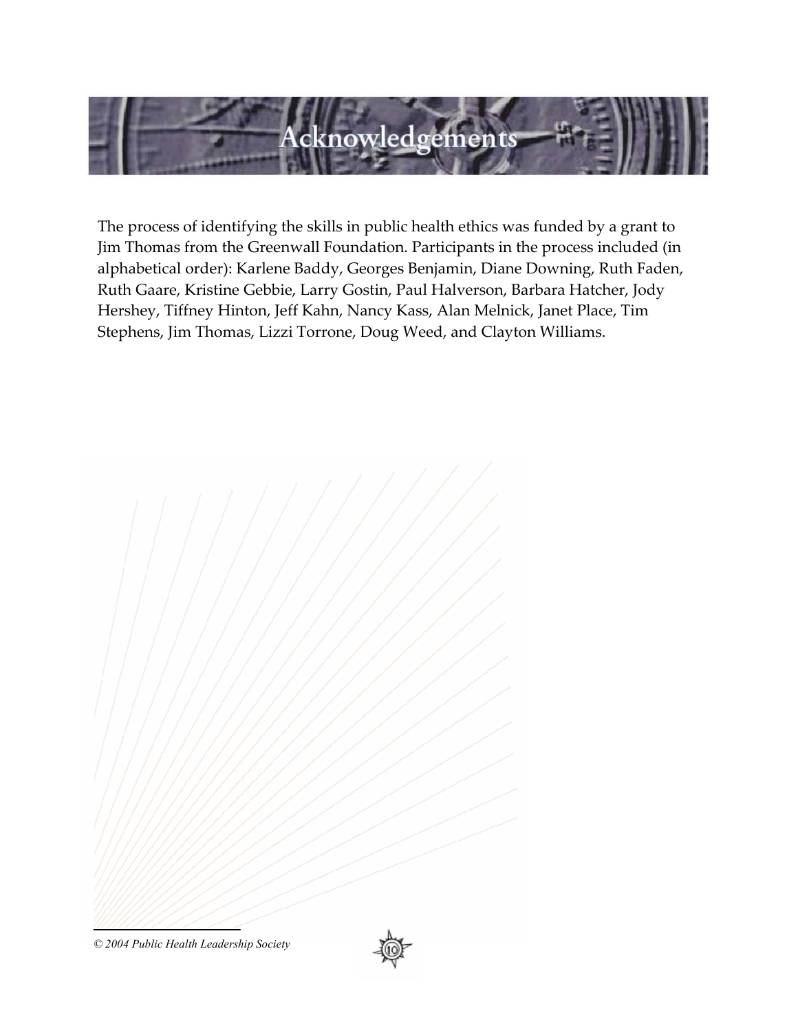# Acknowledgements

The process of identifying the skills in public health ethics was funded by a grant to Jim Thomas from the Greenwall Foundation. Participants in the process included (in alphabetical order): Karlene Baddy, Georges Benjamin, Diane Downing, Ruth Faden, Ruth Gaare, Kristine Gebbie, Larry Gostin, Paul Halverson, Barbara Hatcher, Jody Hershey, Tiffney Hinton, Jeff Kahn, Nancy Kass, Alan Melnick, Janet Place, Tim Stephens, Jim Thomas, Lizzi Torrone, Doug Weed, and Clayton Williams.

*© 2004 Public Health Leadership Society*